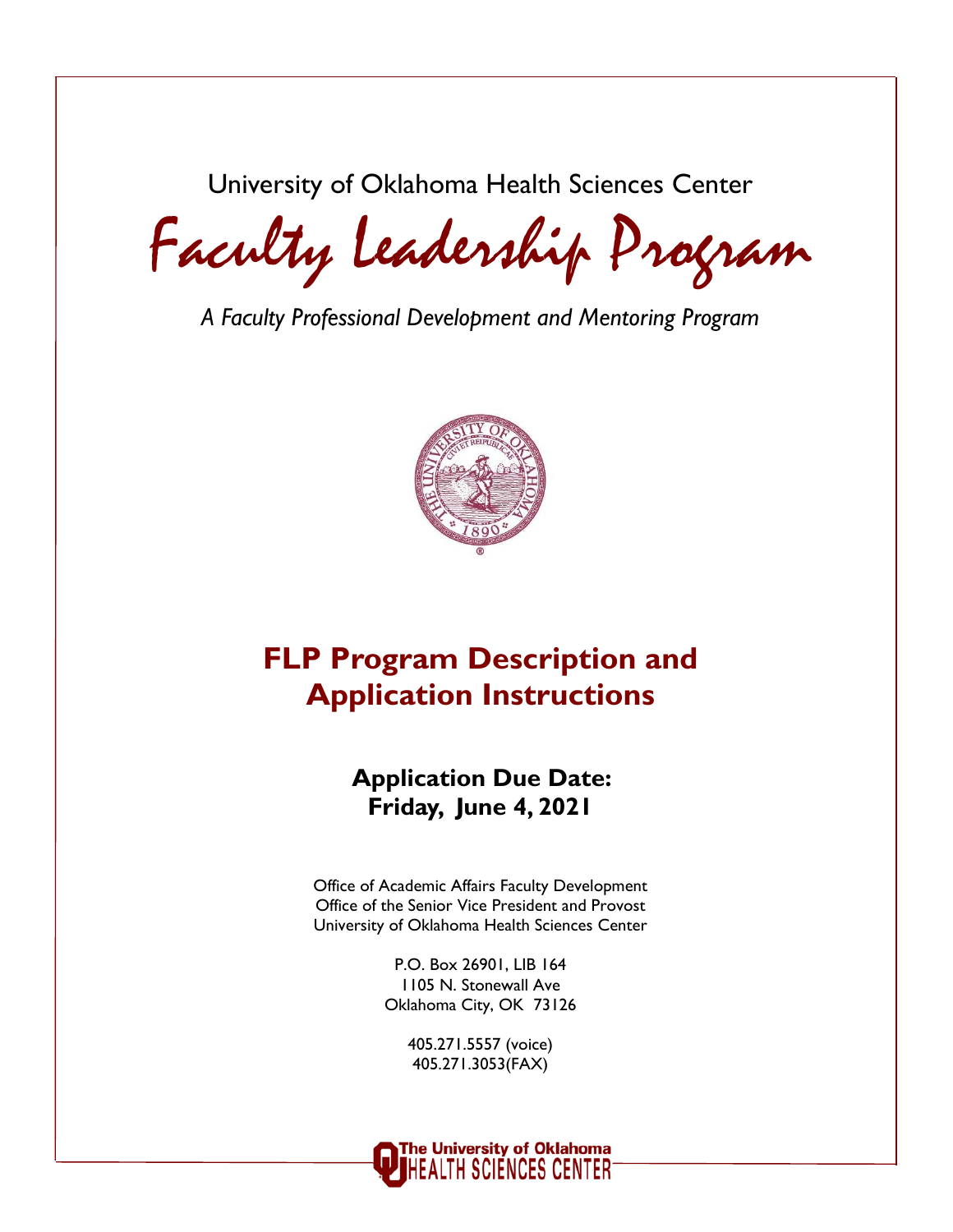University of Oklahoma Health Sciences Center

# Faculty Leadership Program

*A Faculty Professional Development and Mentoring Program*

## FLP Program Description and Application Instructions

### Application Due Date: Friday, June 4, 2021

Office of Academic Affairs Faculty Development
Office of the Senior Vice President and Provost
University of Oklahoma Health Sciences Center

P.O. Box 26901, LIB 164
1105 N. Stonewall Ave
Oklahoma City, OK 73126

405.271.5557 (voice)
405.271.3053(FAX)

The University of Oklahoma
HEALTH SCIENCES CENTER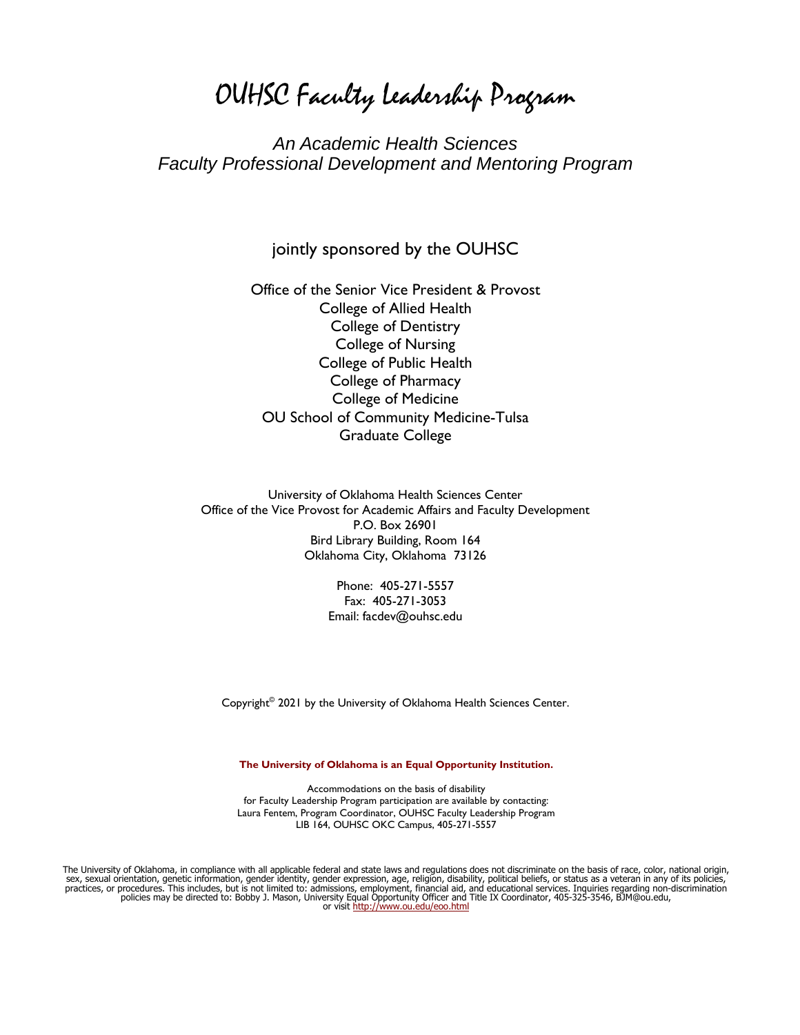# OUHSC Faculty Leadership Program

*An Academic Health Sciences*
*Faculty Professional Development and Mentoring Program*

jointly sponsored by the OUHSC

Office of the Senior Vice President & Provost
College of Allied Health
College of Dentistry
College of Nursing
College of Public Health
College of Pharmacy
College of Medicine
OU School of Community Medicine-Tulsa
Graduate College

University of Oklahoma Health Sciences Center
Office of the Vice Provost for Academic Affairs and Faculty Development
P.O. Box 26901
Bird Library Building, Room 164
Oklahoma City, Oklahoma 73126

Phone: 405-271-5557
Fax: 405-271-3053
Email: facdev@ouhsc.edu

Copyright© 2021 by the University of Oklahoma Health Sciences Center.

**The University of Oklahoma is an Equal Opportunity Institution.**

Accommodations on the basis of disability
for Faculty Leadership Program participation are available by contacting:
Laura Fentem, Program Coordinator, OUHSC Faculty Leadership Program
LIB 164, OUHSC OKC Campus, 405-271-5557

The University of Oklahoma, in compliance with all applicable federal and state laws and regulations does not discriminate on the basis of race, color, national origin, sex, sexual orientation, genetic information, gender identity, gender expression, age, religion, disability, political beliefs, or status as a veteran in any of its policies, practices, or procedures. This includes, but is not limited to: admissions, employment, financial aid, and educational services. Inquiries regarding non-discrimination policies may be directed to: Bobby J. Mason, University Equal Opportunity Officer and Title IX Coordinator, 405-325-3546, BJM@ou.edu, or visit http://www.ou.edu/eoo.html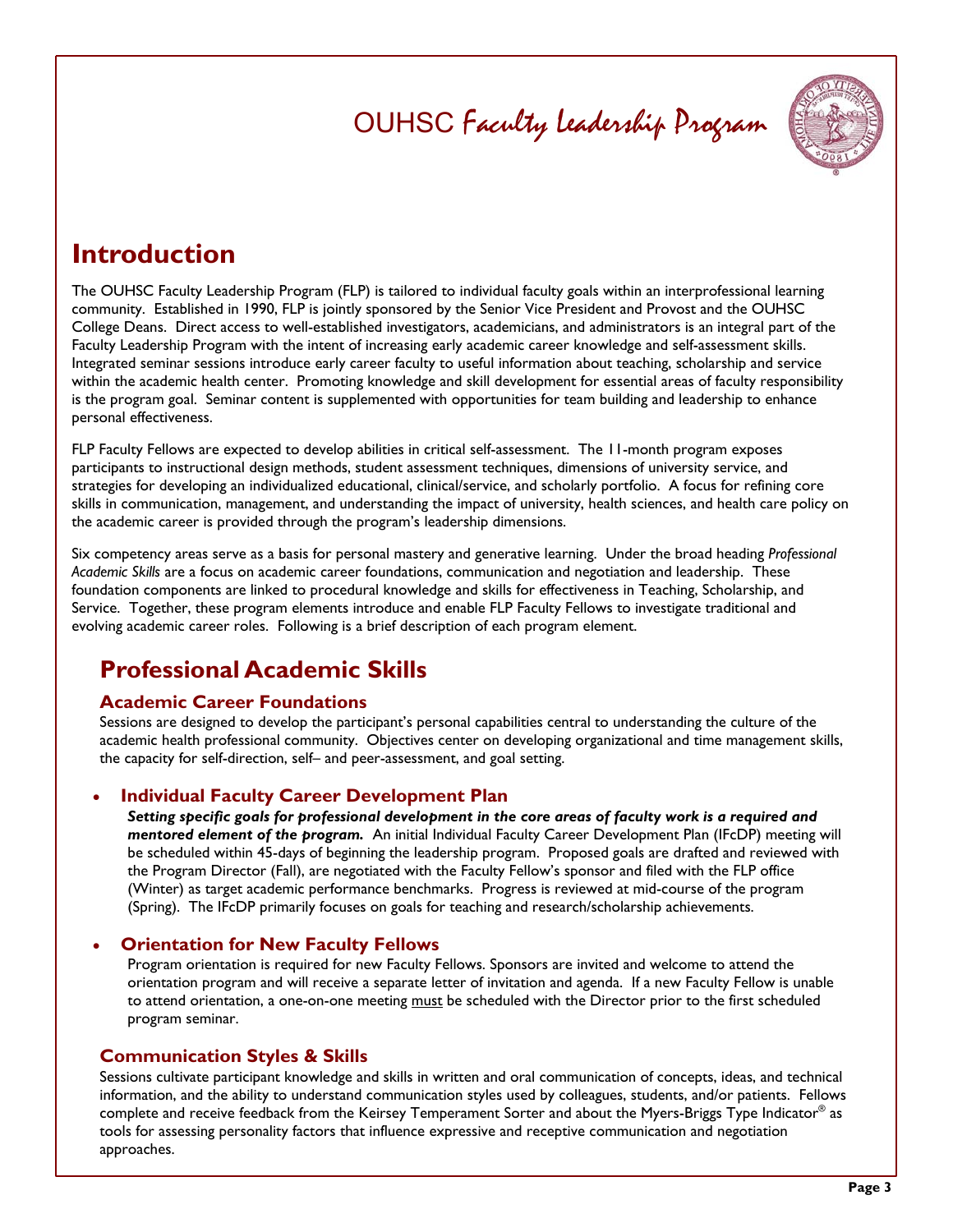OUHSC *Faculty Leadership Program*

# Introduction

The OUHSC Faculty Leadership Program (FLP) is tailored to individual faculty goals within an interprofessional learning community. Established in 1990, FLP is jointly sponsored by the Senior Vice President and Provost and the OUHSC College Deans. Direct access to well-established investigators, academicians, and administrators is an integral part of the Faculty Leadership Program with the intent of increasing early academic career knowledge and self-assessment skills. Integrated seminar sessions introduce early career faculty to useful information about teaching, scholarship and service within the academic health center. Promoting knowledge and skill development for essential areas of faculty responsibility is the program goal. Seminar content is supplemented with opportunities for team building and leadership to enhance personal effectiveness.

FLP Faculty Fellows are expected to develop abilities in critical self-assessment. The 11-month program exposes participants to instructional design methods, student assessment techniques, dimensions of university service, and strategies for developing an individualized educational, clinical/service, and scholarly portfolio. A focus for refining core skills in communication, management, and understanding the impact of university, health sciences, and health care policy on the academic career is provided through the program's leadership dimensions.

Six competency areas serve as a basis for personal mastery and generative learning. Under the broad heading *Professional Academic Skills* are a focus on academic career foundations, communication and negotiation and leadership. These foundation components are linked to procedural knowledge and skills for effectiveness in Teaching, Scholarship, and Service. Together, these program elements introduce and enable FLP Faculty Fellows to investigate traditional and evolving academic career roles. Following is a brief description of each program element.

## Professional Academic Skills

### Academic Career Foundations

Sessions are designed to develop the participant's personal capabilities central to understanding the culture of the academic health professional community. Objectives center on developing organizational and time management skills, the capacity for self-direction, self– and peer-assessment, and goal setting.

- **Individual Faculty Career Development Plan**

  ***Setting specific goals for professional development in the core areas of faculty work is a required and mentored element of the program.*** An initial Individual Faculty Career Development Plan (IFcDP) meeting will be scheduled within 45-days of beginning the leadership program. Proposed goals are drafted and reviewed with the Program Director (Fall), are negotiated with the Faculty Fellow's sponsor and filed with the FLP office (Winter) as target academic performance benchmarks. Progress is reviewed at mid-course of the program (Spring). The IFcDP primarily focuses on goals for teaching and research/scholarship achievements.

- **Orientation for New Faculty Fellows**

  Program orientation is required for new Faculty Fellows. Sponsors are invited and welcome to attend the orientation program and will receive a separate letter of invitation and agenda. If a new Faculty Fellow is unable to attend orientation, a one-on-one meeting <u>must</u> be scheduled with the Director prior to the first scheduled program seminar.

### Communication Styles & Skills

Sessions cultivate participant knowledge and skills in written and oral communication of concepts, ideas, and technical information, and the ability to understand communication styles used by colleagues, students, and/or patients. Fellows complete and receive feedback from the Keirsey Temperament Sorter and about the Myers-Briggs Type Indicator® as tools for assessing personality factors that influence expressive and receptive communication and negotiation approaches.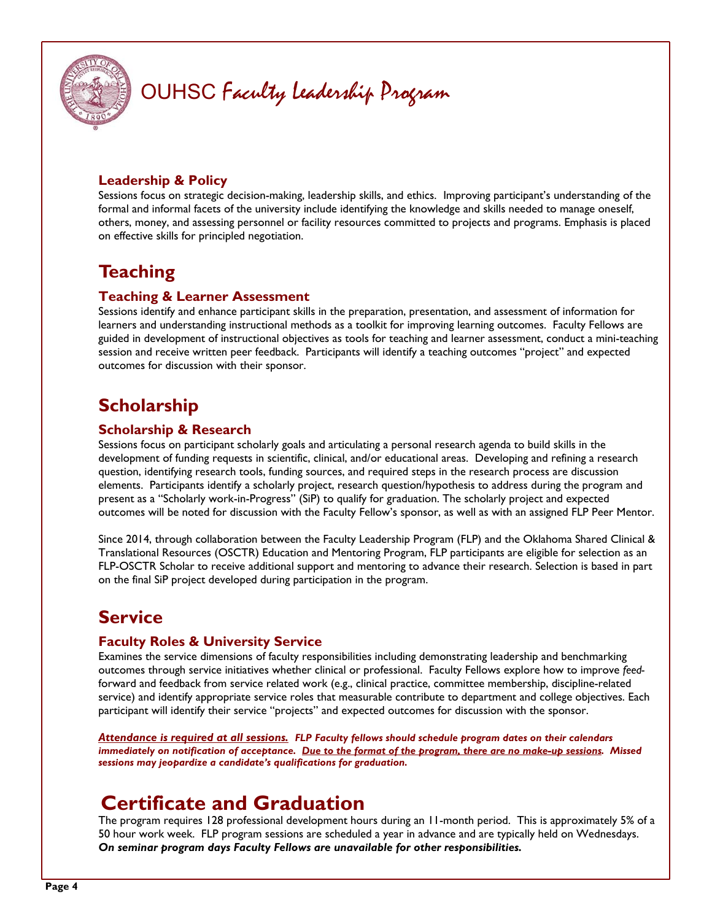# OUHSC *Faculty Leadership Program*

### Leadership & Policy

Sessions focus on strategic decision-making, leadership skills, and ethics. Improving participant's understanding of the formal and informal facets of the university include identifying the knowledge and skills needed to manage oneself, others, money, and assessing personnel or facility resources committed to projects and programs. Emphasis is placed on effective skills for principled negotiation.

## Teaching

### Teaching & Learner Assessment

Sessions identify and enhance participant skills in the preparation, presentation, and assessment of information for learners and understanding instructional methods as a toolkit for improving learning outcomes. Faculty Fellows are guided in development of instructional objectives as tools for teaching and learner assessment, conduct a mini-teaching session and receive written peer feedback. Participants will identify a teaching outcomes "project" and expected outcomes for discussion with their sponsor.

## Scholarship

### Scholarship & Research

Sessions focus on participant scholarly goals and articulating a personal research agenda to build skills in the development of funding requests in scientific, clinical, and/or educational areas. Developing and refining a research question, identifying research tools, funding sources, and required steps in the research process are discussion elements. Participants identify a scholarly project, research question/hypothesis to address during the program and present as a "Scholarly work-in-Progress" (SiP) to qualify for graduation. The scholarly project and expected outcomes will be noted for discussion with the Faculty Fellow's sponsor, as well as with an assigned FLP Peer Mentor.

Since 2014, through collaboration between the Faculty Leadership Program (FLP) and the Oklahoma Shared Clinical & Translational Resources (OSCTR) Education and Mentoring Program, FLP participants are eligible for selection as an FLP-OSCTR Scholar to receive additional support and mentoring to advance their research. Selection is based in part on the final SiP project developed during participation in the program.

## Service

### Faculty Roles & University Service

Examines the service dimensions of faculty responsibilities including demonstrating leadership and benchmarking outcomes through service initiatives whether clinical or professional. Faculty Fellows explore how to improve *feed*-forward and feedback from service related work (e.g., clinical practice, committee membership, discipline-related service) and identify appropriate service roles that measurable contribute to department and college objectives. Each participant will identify their service "projects" and expected outcomes for discussion with the sponsor.

***Attendance is required at all sessions.*** ***FLP Faculty fellows should schedule program dates on their calendars immediately on notification of acceptance. Due to the format of the program, there are no make-up sessions. Missed sessions may jeopardize a candidate's qualifications for graduation.***

# Certificate and Graduation

The program requires 128 professional development hours during an 11-month period. This is approximately 5% of a 50 hour work week. FLP program sessions are scheduled a year in advance and are typically held on Wednesdays. ***On seminar program days Faculty Fellows are unavailable for other responsibilities.***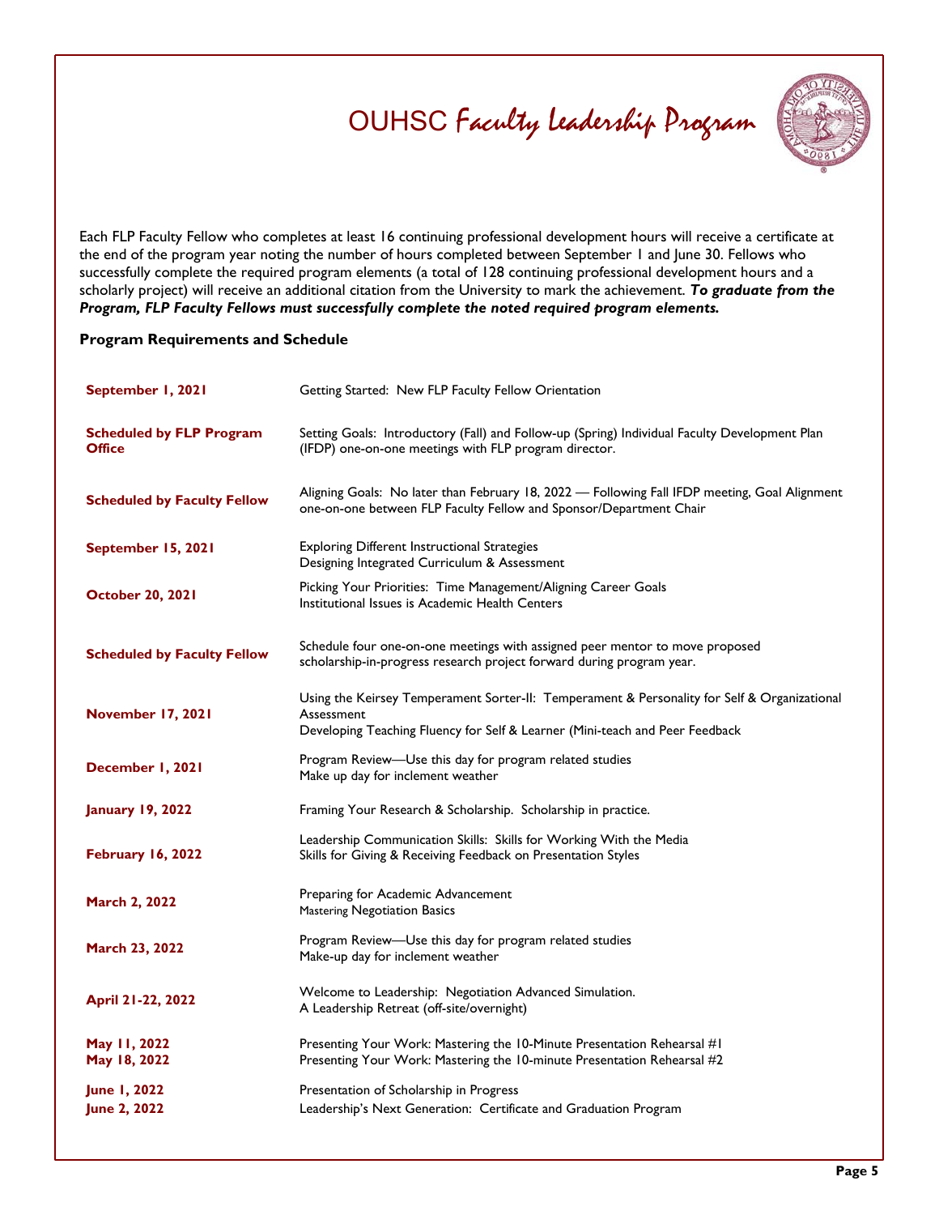# OUHSC *Faculty Leadership Program*

Each FLP Faculty Fellow who completes at least 16 continuing professional development hours will receive a certificate at the end of the program year noting the number of hours completed between September 1 and June 30. Fellows who successfully complete the required program elements (a total of 128 continuing professional development hours and a scholarly project) will receive an additional citation from the University to mark the achievement. ***To graduate from the Program, FLP Faculty Fellows must successfully complete the noted required program elements.***

**Program Requirements and Schedule**

| | |
|---|---|
| **September 1, 2021** | Getting Started: New FLP Faculty Fellow Orientation |
| **Scheduled by FLP Program Office** | Setting Goals: Introductory (Fall) and Follow-up (Spring) Individual Faculty Development Plan (IFDP) one-on-one meetings with FLP program director. |
| **Scheduled by Faculty Fellow** | Aligning Goals: No later than February 18, 2022 — Following Fall IFDP meeting, Goal Alignment one-on-one between FLP Faculty Fellow and Sponsor/Department Chair |
| **September 15, 2021** | Exploring Different Instructional Strategies<br>Designing Integrated Curriculum & Assessment |
| **October 20, 2021** | Picking Your Priorities: Time Management/Aligning Career Goals<br>Institutional Issues is Academic Health Centers |
| **Scheduled by Faculty Fellow** | Schedule four one-on-one meetings with assigned peer mentor to move proposed scholarship-in-progress research project forward during program year. |
| **November 17, 2021** | Using the Keirsey Temperament Sorter-II: Temperament & Personality for Self & Organizational Assessment<br>Developing Teaching Fluency for Self & Learner (Mini-teach and Peer Feedback |
| **December 1, 2021** | Program Review—Use this day for program related studies<br>Make up day for inclement weather |
| **January 19, 2022** | Framing Your Research & Scholarship. Scholarship in practice. |
| **February 16, 2022** | Leadership Communication Skills: Skills for Working With the Media<br>Skills for Giving & Receiving Feedback on Presentation Styles |
| **March 2, 2022** | Preparing for Academic Advancement<br>Mastering Negotiation Basics |
| **March 23, 2022** | Program Review—Use this day for program related studies<br>Make-up day for inclement weather |
| **April 21-22, 2022** | Welcome to Leadership: Negotiation Advanced Simulation.<br>A Leadership Retreat (off-site/overnight) |
| **May 11, 2022** | Presenting Your Work: Mastering the 10-Minute Presentation Rehearsal #1 |
| **May 18, 2022** | Presenting Your Work: Mastering the 10-minute Presentation Rehearsal #2 |
| **June 1, 2022** | Presentation of Scholarship in Progress |
| **June 2, 2022** | Leadership's Next Generation: Certificate and Graduation Program |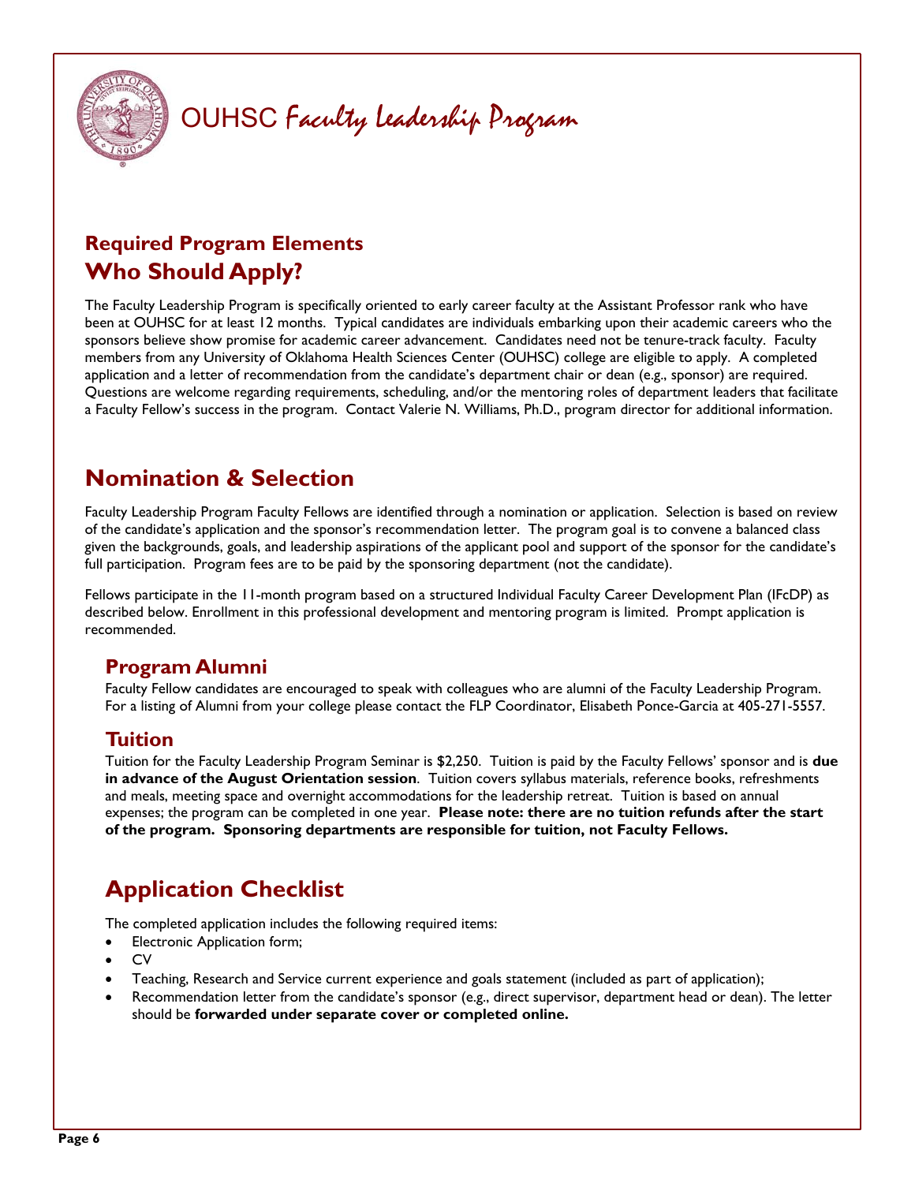# OUHSC *Faculty Leadership Program*

## Required Program Elements

## Who Should Apply?

The Faculty Leadership Program is specifically oriented to early career faculty at the Assistant Professor rank who have been at OUHSC for at least 12 months. Typical candidates are individuals embarking upon their academic careers who the sponsors believe show promise for academic career advancement. Candidates need not be tenure-track faculty. Faculty members from any University of Oklahoma Health Sciences Center (OUHSC) college are eligible to apply. A completed application and a letter of recommendation from the candidate's department chair or dean (e.g., sponsor) are required. Questions are welcome regarding requirements, scheduling, and/or the mentoring roles of department leaders that facilitate a Faculty Fellow's success in the program. Contact Valerie N. Williams, Ph.D., program director for additional information.

## Nomination & Selection

Faculty Leadership Program Faculty Fellows are identified through a nomination or application. Selection is based on review of the candidate's application and the sponsor's recommendation letter. The program goal is to convene a balanced class given the backgrounds, goals, and leadership aspirations of the applicant pool and support of the sponsor for the candidate's full participation. Program fees are to be paid by the sponsoring department (not the candidate).

Fellows participate in the 11-month program based on a structured Individual Faculty Career Development Plan (IFcDP) as described below. Enrollment in this professional development and mentoring program is limited. Prompt application is recommended.

### Program Alumni

Faculty Fellow candidates are encouraged to speak with colleagues who are alumni of the Faculty Leadership Program. For a listing of Alumni from your college please contact the FLP Coordinator, Elisabeth Ponce-Garcia at 405-271-5557.

### Tuition

Tuition for the Faculty Leadership Program Seminar is $2,250. Tuition is paid by the Faculty Fellows' sponsor and is **due in advance of the August Orientation session**. Tuition covers syllabus materials, reference books, refreshments and meals, meeting space and overnight accommodations for the leadership retreat. Tuition is based on annual expenses; the program can be completed in one year. **Please note: there are no tuition refunds after the start of the program. Sponsoring departments are responsible for tuition, not Faculty Fellows.**

## Application Checklist

The completed application includes the following required items:

- Electronic Application form;
- CV
- Teaching, Research and Service current experience and goals statement (included as part of application);
- Recommendation letter from the candidate's sponsor (e.g., direct supervisor, department head or dean). The letter should be **forwarded under separate cover or completed online.**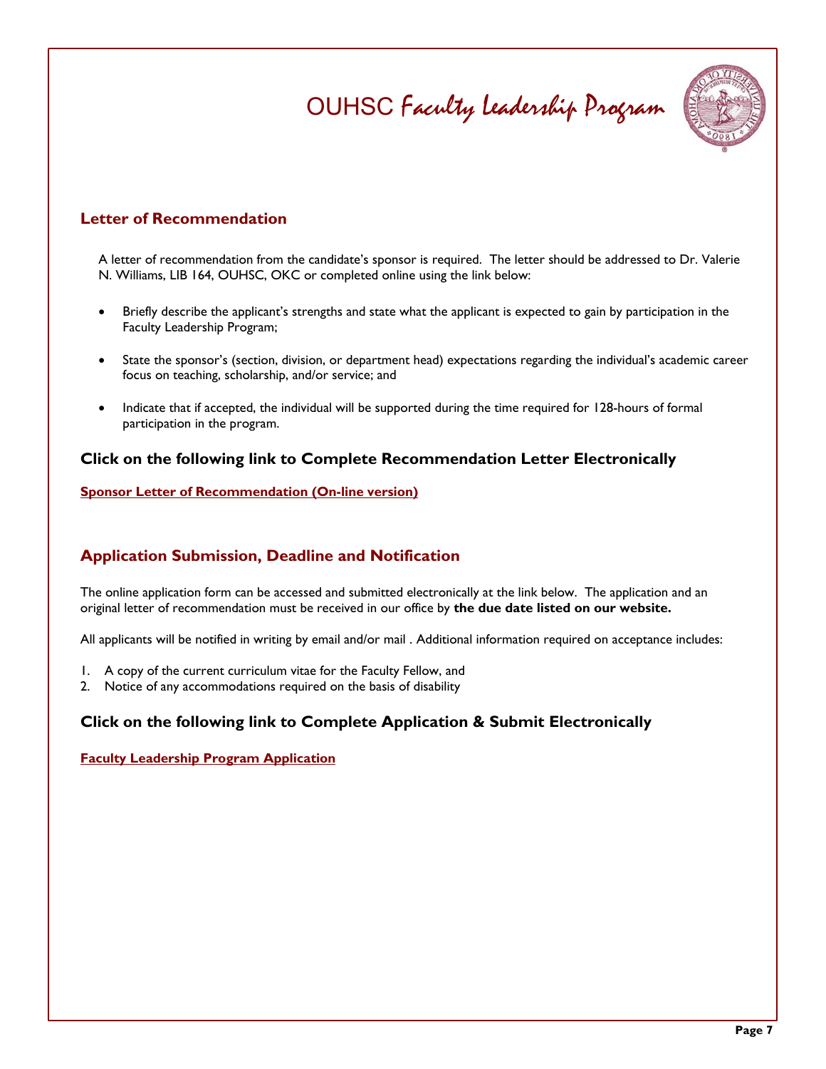# OUHSC *Faculty Leadership Program*

## Letter of Recommendation

A letter of recommendation from the candidate's sponsor is required. The letter should be addressed to Dr. Valerie N. Williams, LIB 164, OUHSC, OKC or completed online using the link below:

- Briefly describe the applicant's strengths and state what the applicant is expected to gain by participation in the Faculty Leadership Program;
- State the sponsor's (section, division, or department head) expectations regarding the individual's academic career focus on teaching, scholarship, and/or service; and
- Indicate that if accepted, the individual will be supported during the time required for 128-hours of formal participation in the program.

### Click on the following link to Complete Recommendation Letter Electronically

**Sponsor Letter of Recommendation (On-line version)**

## Application Submission, Deadline and Notification

The online application form can be accessed and submitted electronically at the link below. The application and an original letter of recommendation must be received in our office by **the due date listed on our website.**

All applicants will be notified in writing by email and/or mail . Additional information required on acceptance includes:

1. A copy of the current curriculum vitae for the Faculty Fellow, and
2. Notice of any accommodations required on the basis of disability

### Click on the following link to Complete Application & Submit Electronically

**Faculty Leadership Program Application**